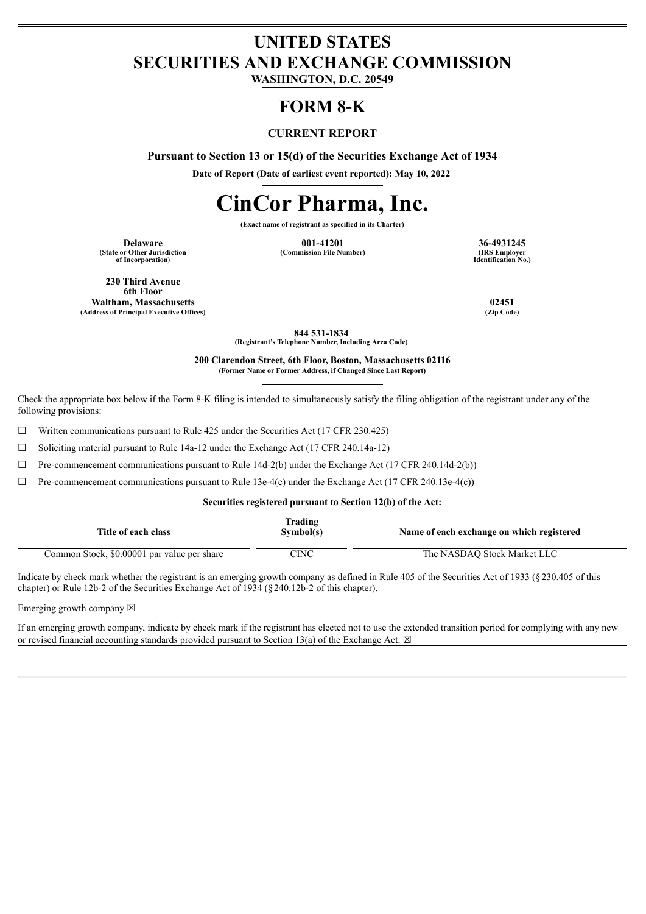# UNITED STATES
# SECURITIES AND EXCHANGE COMMISSION
**WASHINGTON, D.C. 20549**

# FORM 8-K

**CURRENT REPORT**

**Pursuant to Section 13 or 15(d) of the Securities Exchange Act of 1934**

**Date of Report (Date of earliest event reported): May 10, 2022**

# CinCor Pharma, Inc.

**(Exact name of registrant as specified in its Charter)**

| **Delaware** | **001-41201** | **36-4931245** |
|---|---|---|
| **(State or Other Jurisdiction of Incorporation)** | **(Commission File Number)** | **(IRS Employer Identification No.)** |

| | |
|---|---|
| **230 Third Avenue**<br>**6th Floor**<br>**Waltham, Massachusetts** | **02451** |
| **(Address of Principal Executive Offices)** | **(Zip Code)** |

**844 531-1834**
**(Registrant's Telephone Number, Including Area Code)**

**200 Clarendon Street, 6th Floor, Boston, Massachusetts 02116**
**(Former Name or Former Address, if Changed Since Last Report)**

Check the appropriate box below if the Form 8-K filing is intended to simultaneously satisfy the filing obligation of the registrant under any of the following provisions:

☐ Written communications pursuant to Rule 425 under the Securities Act (17 CFR 230.425)

☐ Soliciting material pursuant to Rule 14a-12 under the Exchange Act (17 CFR 240.14a-12)

☐ Pre-commencement communications pursuant to Rule 14d-2(b) under the Exchange Act (17 CFR 240.14d-2(b))

☐ Pre-commencement communications pursuant to Rule 13e-4(c) under the Exchange Act (17 CFR 240.13e-4(c))

**Securities registered pursuant to Section 12(b) of the Act:**

| Title of each class | Trading Symbol(s) | Name of each exchange on which registered |
|---|---|---|
| Common Stock, $0.00001 par value per share | CINC | The NASDAQ Stock Market LLC |

Indicate by check mark whether the registrant is an emerging growth company as defined in Rule 405 of the Securities Act of 1933 (§230.405 of this chapter) or Rule 12b-2 of the Securities Exchange Act of 1934 (§240.12b-2 of this chapter).

Emerging growth company ☒

If an emerging growth company, indicate by check mark if the registrant has elected not to use the extended transition period for complying with any new or revised financial accounting standards provided pursuant to Section 13(a) of the Exchange Act. ☒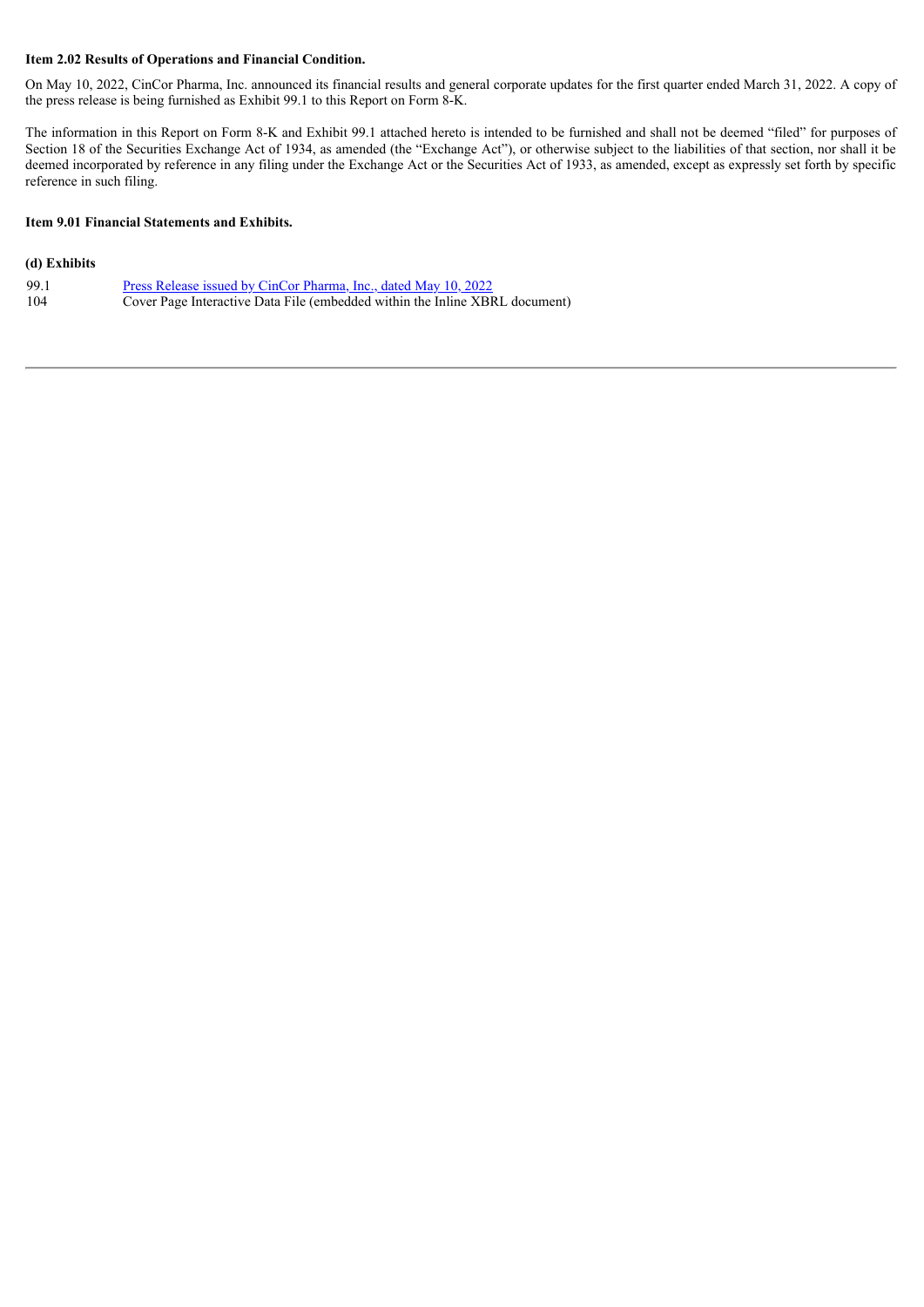**Item 2.02 Results of Operations and Financial Condition.**

On May 10, 2022, CinCor Pharma, Inc. announced its financial results and general corporate updates for the first quarter ended March 31, 2022. A copy of the press release is being furnished as Exhibit 99.1 to this Report on Form 8-K.

The information in this Report on Form 8-K and Exhibit 99.1 attached hereto is intended to be furnished and shall not be deemed "filed" for purposes of Section 18 of the Securities Exchange Act of 1934, as amended (the "Exchange Act"), or otherwise subject to the liabilities of that section, nor shall it be deemed incorporated by reference in any filing under the Exchange Act or the Securities Act of 1933, as amended, except as expressly set forth by specific reference in such filing.

**Item 9.01 Financial Statements and Exhibits.**

**(d) Exhibits**

| | |
|---|---|
| 99.1 | Press Release issued by CinCor Pharma, Inc., dated May 10, 2022 |
| 104 | Cover Page Interactive Data File (embedded within the Inline XBRL document) |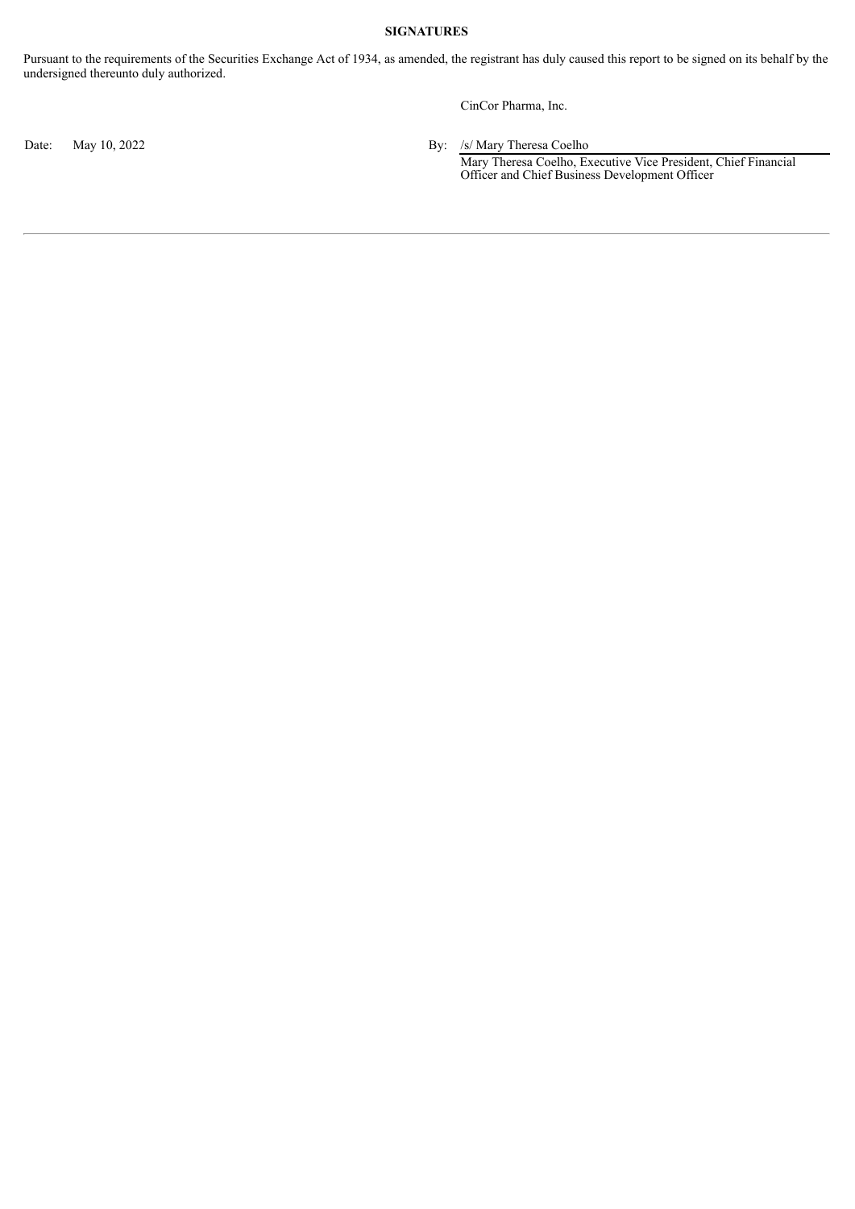**SIGNATURES**

Pursuant to the requirements of the Securities Exchange Act of 1934, as amended, the registrant has duly caused this report to be signed on its behalf by the undersigned thereunto duly authorized.

CinCor Pharma, Inc.

Date: May 10, 2022

By: /s/ Mary Theresa Coelho

Mary Theresa Coelho, Executive Vice President, Chief Financial Officer and Chief Business Development Officer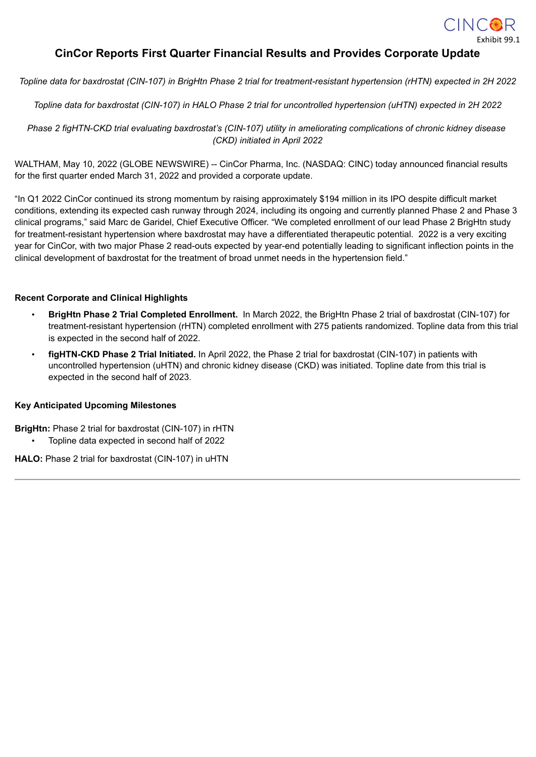Exhibit 99.1

# CinCor Reports First Quarter Financial Results and Provides Corporate Update

*Topline data for baxdrostat (CIN-107) in BrigHtn Phase 2 trial for treatment-resistant hypertension (rHTN) expected in 2H 2022*

*Topline data for baxdrostat (CIN-107) in HALO Phase 2 trial for uncontrolled hypertension (uHTN) expected in 2H 2022*

*Phase 2 figHTN-CKD trial evaluating baxdrostat's (CIN-107) utility in ameliorating complications of chronic kidney disease (CKD) initiated in April 2022*

WALTHAM, May 10, 2022 (GLOBE NEWSWIRE) -- CinCor Pharma, Inc. (NASDAQ: CINC) today announced financial results for the first quarter ended March 31, 2022 and provided a corporate update.

"In Q1 2022 CinCor continued its strong momentum by raising approximately $194 million in its IPO despite difficult market conditions, extending its expected cash runway through 2024, including its ongoing and currently planned Phase 2 and Phase 3 clinical programs," said Marc de Garidel, Chief Executive Officer. "We completed enrollment of our lead Phase 2 BrigHtn study for treatment-resistant hypertension where baxdrostat may have a differentiated therapeutic potential. 2022 is a very exciting year for CinCor, with two major Phase 2 read-outs expected by year-end potentially leading to significant inflection points in the clinical development of baxdrostat for the treatment of broad unmet needs in the hypertension field."

**Recent Corporate and Clinical Highlights**

- **BrigHtn Phase 2 Trial Completed Enrollment.** In March 2022, the BrigHtn Phase 2 trial of baxdrostat (CIN-107) for treatment-resistant hypertension (rHTN) completed enrollment with 275 patients randomized. Topline data from this trial is expected in the second half of 2022.
- **figHTN-CKD Phase 2 Trial Initiated.** In April 2022, the Phase 2 trial for baxdrostat (CIN-107) in patients with uncontrolled hypertension (uHTN) and chronic kidney disease (CKD) was initiated. Topline date from this trial is expected in the second half of 2023.

**Key Anticipated Upcoming Milestones**

**BrigHtn:** Phase 2 trial for baxdrostat (CIN-107) in rHTN

- Topline data expected in second half of 2022

**HALO:** Phase 2 trial for baxdrostat (CIN-107) in uHTN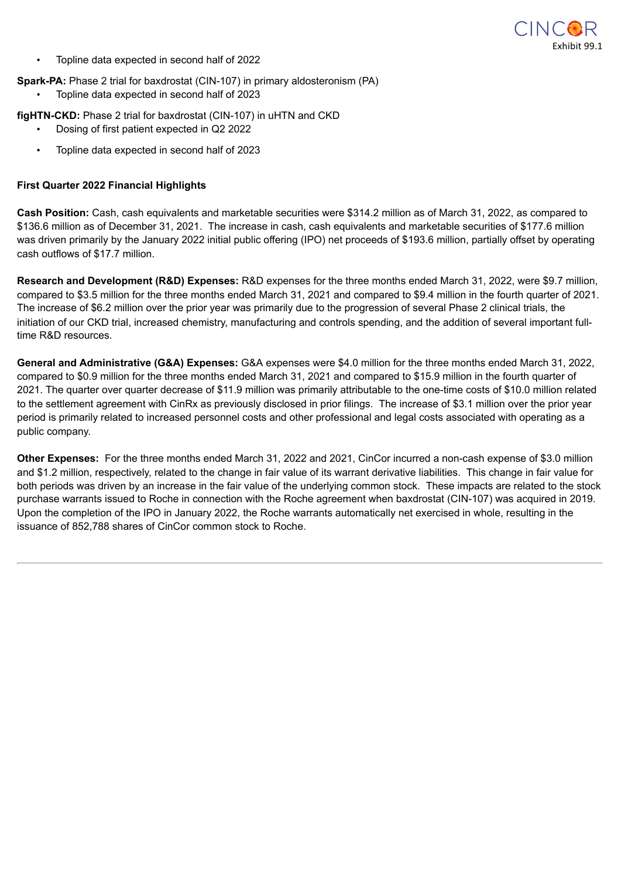- Topline data expected in second half of 2022

**Spark-PA:** Phase 2 trial for baxdrostat (CIN-107) in primary aldosteronism (PA)

- Topline data expected in second half of 2023

**figHTN-CKD:** Phase 2 trial for baxdrostat (CIN-107) in uHTN and CKD

- Dosing of first patient expected in Q2 2022
- Topline data expected in second half of 2023

**First Quarter 2022 Financial Highlights**

**Cash Position:** Cash, cash equivalents and marketable securities were $314.2 million as of March 31, 2022, as compared to $136.6 million as of December 31, 2021. The increase in cash, cash equivalents and marketable securities of $177.6 million was driven primarily by the January 2022 initial public offering (IPO) net proceeds of $193.6 million, partially offset by operating cash outflows of $17.7 million.

**Research and Development (R&D) Expenses:** R&D expenses for the three months ended March 31, 2022, were $9.7 million, compared to $3.5 million for the three months ended March 31, 2021 and compared to $9.4 million in the fourth quarter of 2021. The increase of $6.2 million over the prior year was primarily due to the progression of several Phase 2 clinical trials, the initiation of our CKD trial, increased chemistry, manufacturing and controls spending, and the addition of several important full-time R&D resources.

**General and Administrative (G&A) Expenses:** G&A expenses were $4.0 million for the three months ended March 31, 2022, compared to $0.9 million for the three months ended March 31, 2021 and compared to $15.9 million in the fourth quarter of 2021. The quarter over quarter decrease of $11.9 million was primarily attributable to the one-time costs of $10.0 million related to the settlement agreement with CinRx as previously disclosed in prior filings. The increase of $3.1 million over the prior year period is primarily related to increased personnel costs and other professional and legal costs associated with operating as a public company.

**Other Expenses:** For the three months ended March 31, 2022 and 2021, CinCor incurred a non-cash expense of $3.0 million and $1.2 million, respectively, related to the change in fair value of its warrant derivative liabilities. This change in fair value for both periods was driven by an increase in the fair value of the underlying common stock. These impacts are related to the stock purchase warrants issued to Roche in connection with the Roche agreement when baxdrostat (CIN-107) was acquired in 2019. Upon the completion of the IPO in January 2022, the Roche warrants automatically net exercised in whole, resulting in the issuance of 852,788 shares of CinCor common stock to Roche.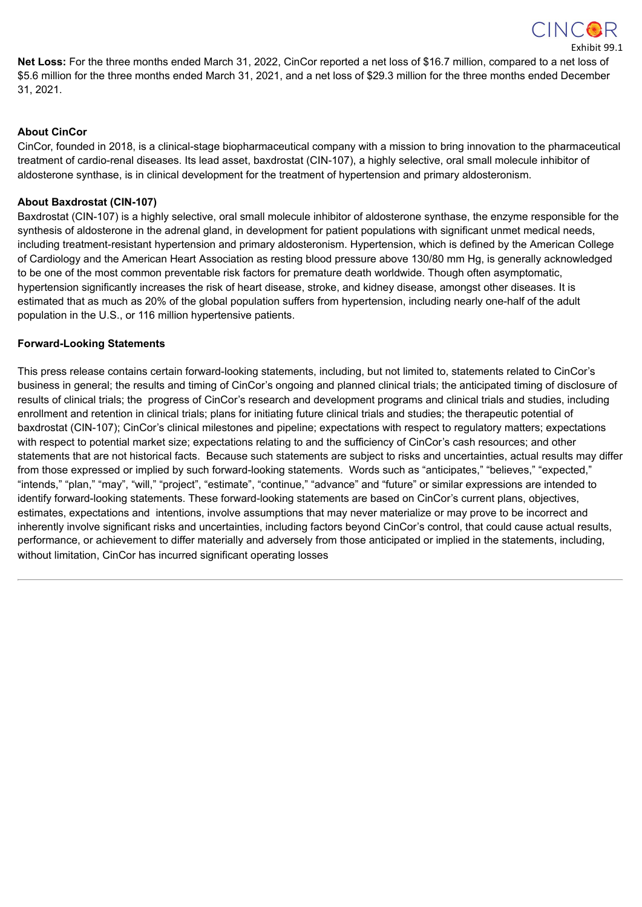**Net Loss:** For the three months ended March 31, 2022, CinCor reported a net loss of $16.7 million, compared to a net loss of $5.6 million for the three months ended March 31, 2021, and a net loss of $29.3 million for the three months ended December 31, 2021.

**About CinCor**

CinCor, founded in 2018, is a clinical-stage biopharmaceutical company with a mission to bring innovation to the pharmaceutical treatment of cardio-renal diseases. Its lead asset, baxdrostat (CIN-107), a highly selective, oral small molecule inhibitor of aldosterone synthase, is in clinical development for the treatment of hypertension and primary aldosteronism.

**About Baxdrostat (CIN-107)**

Baxdrostat (CIN-107) is a highly selective, oral small molecule inhibitor of aldosterone synthase, the enzyme responsible for the synthesis of aldosterone in the adrenal gland, in development for patient populations with significant unmet medical needs, including treatment-resistant hypertension and primary aldosteronism. Hypertension, which is defined by the American College of Cardiology and the American Heart Association as resting blood pressure above 130/80 mm Hg, is generally acknowledged to be one of the most common preventable risk factors for premature death worldwide. Though often asymptomatic, hypertension significantly increases the risk of heart disease, stroke, and kidney disease, amongst other diseases. It is estimated that as much as 20% of the global population suffers from hypertension, including nearly one-half of the adult population in the U.S., or 116 million hypertensive patients.

**Forward-Looking Statements**

This press release contains certain forward-looking statements, including, but not limited to, statements related to CinCor's business in general; the results and timing of CinCor's ongoing and planned clinical trials; the anticipated timing of disclosure of results of clinical trials; the progress of CinCor's research and development programs and clinical trials and studies, including enrollment and retention in clinical trials; plans for initiating future clinical trials and studies; the therapeutic potential of baxdrostat (CIN-107); CinCor's clinical milestones and pipeline; expectations with respect to regulatory matters; expectations with respect to potential market size; expectations relating to and the sufficiency of CinCor's cash resources; and other statements that are not historical facts. Because such statements are subject to risks and uncertainties, actual results may differ from those expressed or implied by such forward-looking statements. Words such as "anticipates," "believes," "expected," "intends," "plan," "may", "will," "project", "estimate", "continue," "advance" and "future" or similar expressions are intended to identify forward-looking statements. These forward-looking statements are based on CinCor's current plans, objectives, estimates, expectations and intentions, involve assumptions that may never materialize or may prove to be incorrect and inherently involve significant risks and uncertainties, including factors beyond CinCor's control, that could cause actual results, performance, or achievement to differ materially and adversely from those anticipated or implied in the statements, including, without limitation, CinCor has incurred significant operating losses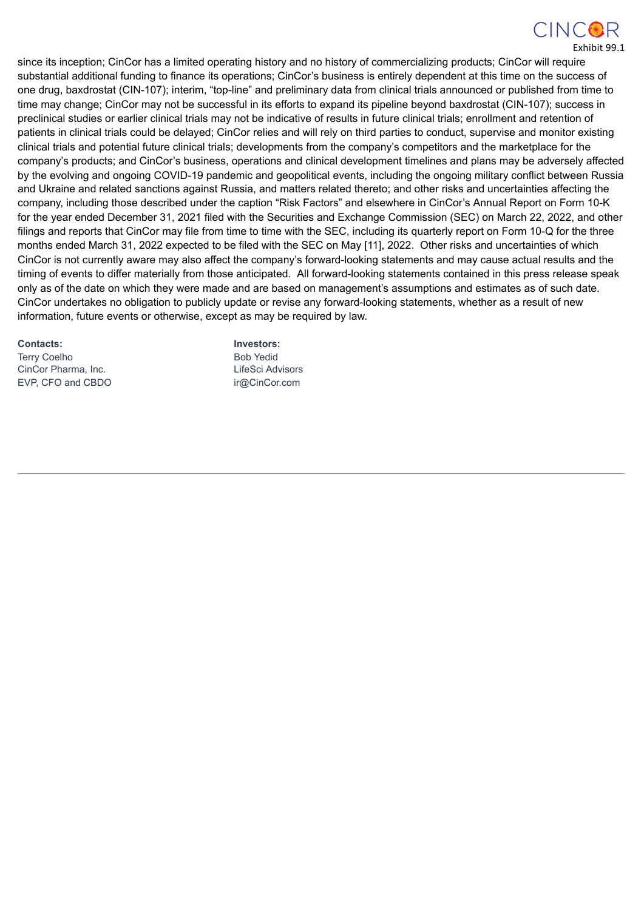since its inception; CinCor has a limited operating history and no history of commercializing products; CinCor will require substantial additional funding to finance its operations; CinCor's business is entirely dependent at this time on the success of one drug, baxdrostat (CIN-107); interim, "top-line" and preliminary data from clinical trials announced or published from time to time may change; CinCor may not be successful in its efforts to expand its pipeline beyond baxdrostat (CIN-107); success in preclinical studies or earlier clinical trials may not be indicative of results in future clinical trials; enrollment and retention of patients in clinical trials could be delayed; CinCor relies and will rely on third parties to conduct, supervise and monitor existing clinical trials and potential future clinical trials; developments from the company's competitors and the marketplace for the company's products; and CinCor's business, operations and clinical development timelines and plans may be adversely affected by the evolving and ongoing COVID-19 pandemic and geopolitical events, including the ongoing military conflict between Russia and Ukraine and related sanctions against Russia, and matters related thereto; and other risks and uncertainties affecting the company, including those described under the caption "Risk Factors" and elsewhere in CinCor's Annual Report on Form 10-K for the year ended December 31, 2021 filed with the Securities and Exchange Commission (SEC) on March 22, 2022, and other filings and reports that CinCor may file from time to time with the SEC, including its quarterly report on Form 10-Q for the three months ended March 31, 2022 expected to be filed with the SEC on May [11], 2022. Other risks and uncertainties of which CinCor is not currently aware may also affect the company's forward-looking statements and may cause actual results and the timing of events to differ materially from those anticipated. All forward-looking statements contained in this press release speak only as of the date on which they were made and are based on management's assumptions and estimates as of such date. CinCor undertakes no obligation to publicly update or revise any forward-looking statements, whether as a result of new information, future events or otherwise, except as may be required by law.

**Contacts:**
Terry Coelho
CinCor Pharma, Inc.
EVP, CFO and CBDO

**Investors:**
Bob Yedid
LifeSci Advisors
ir@CinCor.com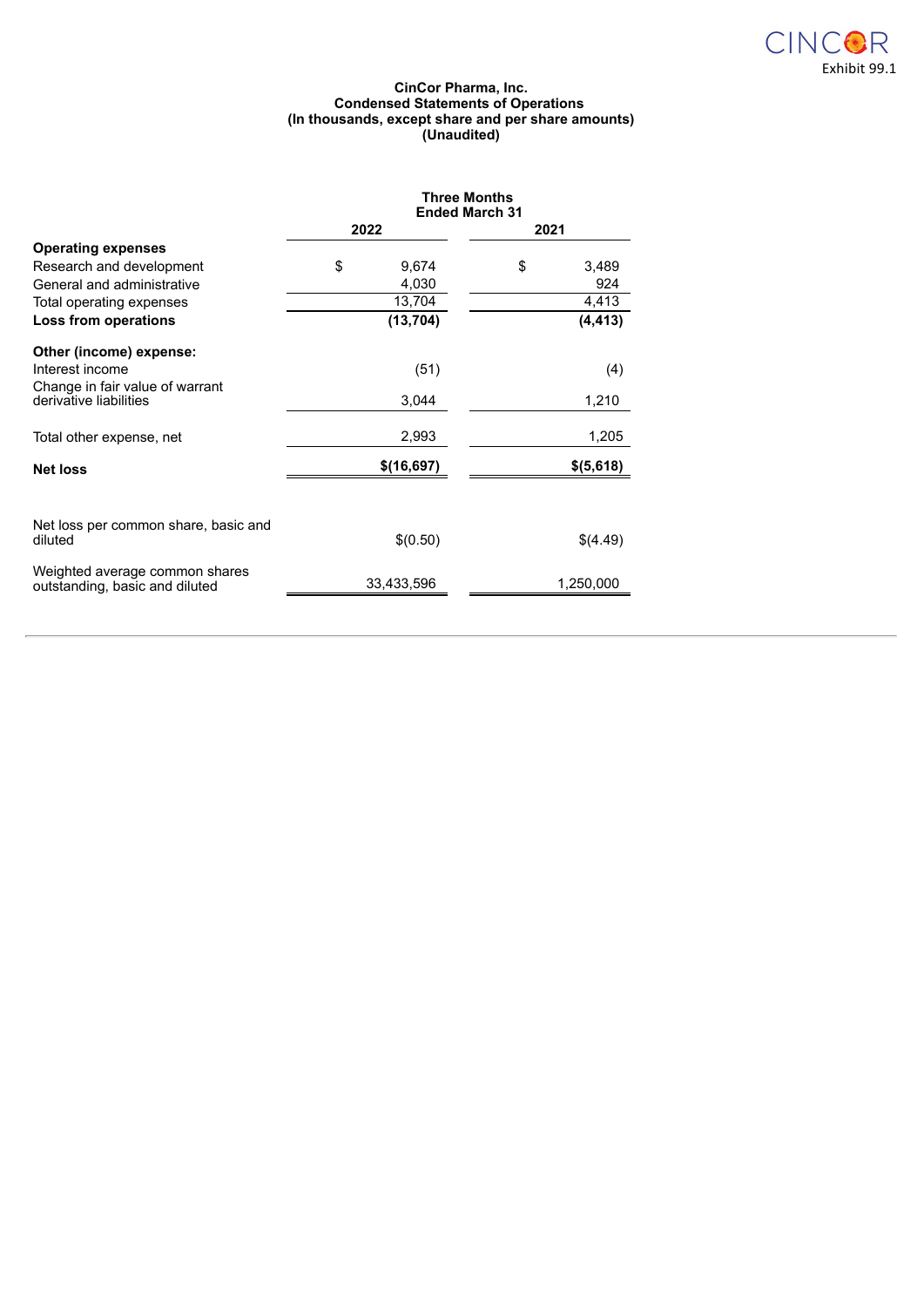Exhibit 99.1

**CinCor Pharma, Inc.**
**Condensed Statements of Operations**
**(In thousands, except share and per share amounts)**
**(Unaudited)**

| | Three Months Ended March 31 | |
|---|---|---|
| | **2022** | **2021** |
| **Operating expenses** | | |
| Research and development | $ 9,674 | $ 3,489 |
| General and administrative | 4,030 | 924 |
| Total operating expenses | 13,704 | 4,413 |
| **Loss from operations** | **(13,704)** | **(4,413)** |
| **Other (income) expense:** | | |
| Interest income | (51) | (4) |
| Change in fair value of warrant derivative liabilities | 3,044 | 1,210 |
| Total other expense, net | 2,993 | 1,205 |
| **Net loss** | **$(16,697)** | **$(5,618)** |
| Net loss per common share, basic and diluted | $(0.50) | $(4.49) |
| Weighted average common shares outstanding, basic and diluted | 33,433,596 | 1,250,000 |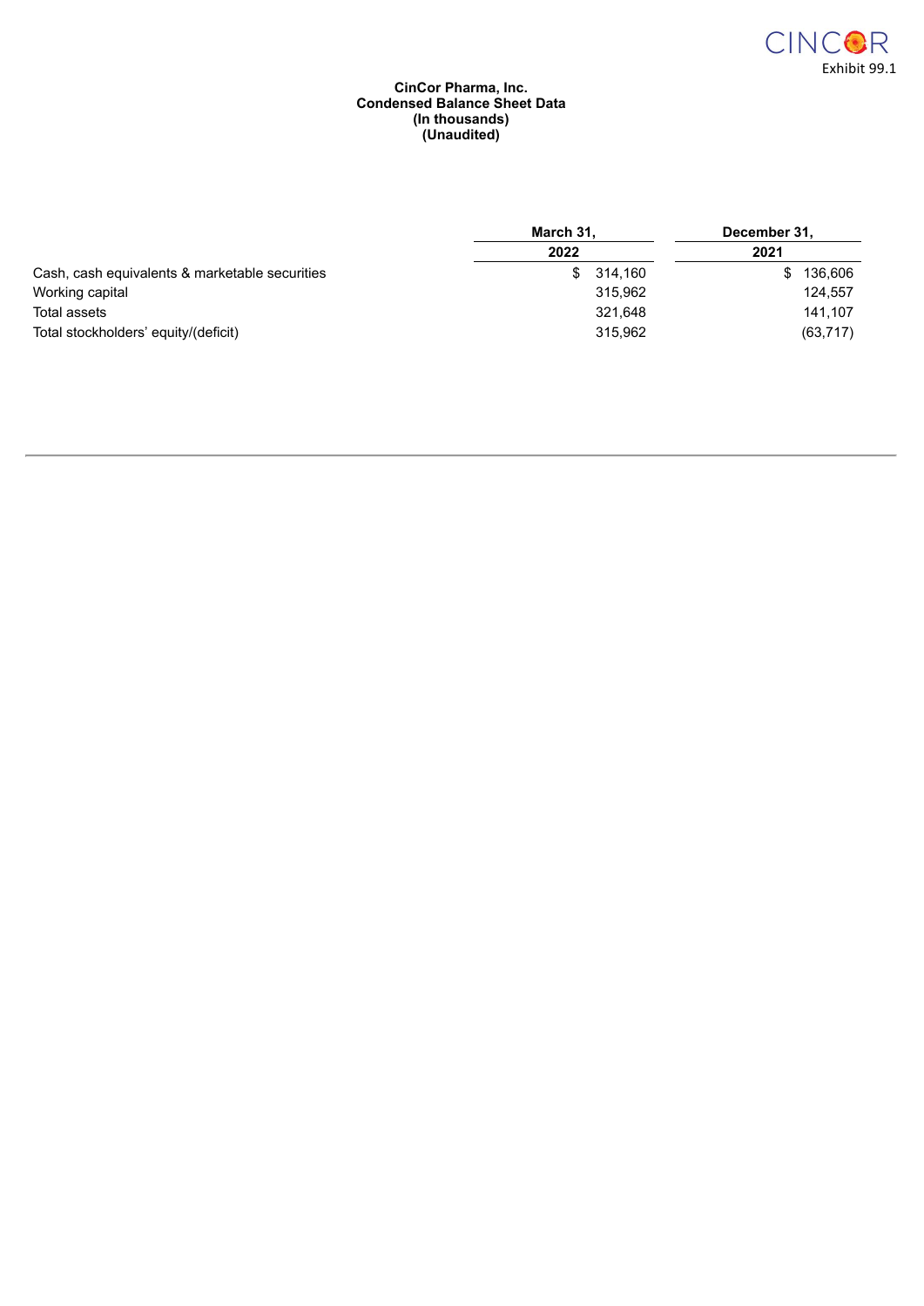**CinCor Pharma, Inc.**
**Condensed Balance Sheet Data**
**(In thousands)**
**(Unaudited)**

| | March 31, 2022 | December 31, 2021 |
|---|---|---|
| Cash, cash equivalents & marketable securities | $ 314,160 | $ 136,606 |
| Working capital | 315,962 | 124,557 |
| Total assets | 321,648 | 141,107 |
| Total stockholders' equity/(deficit) | 315,962 | (63,717) |